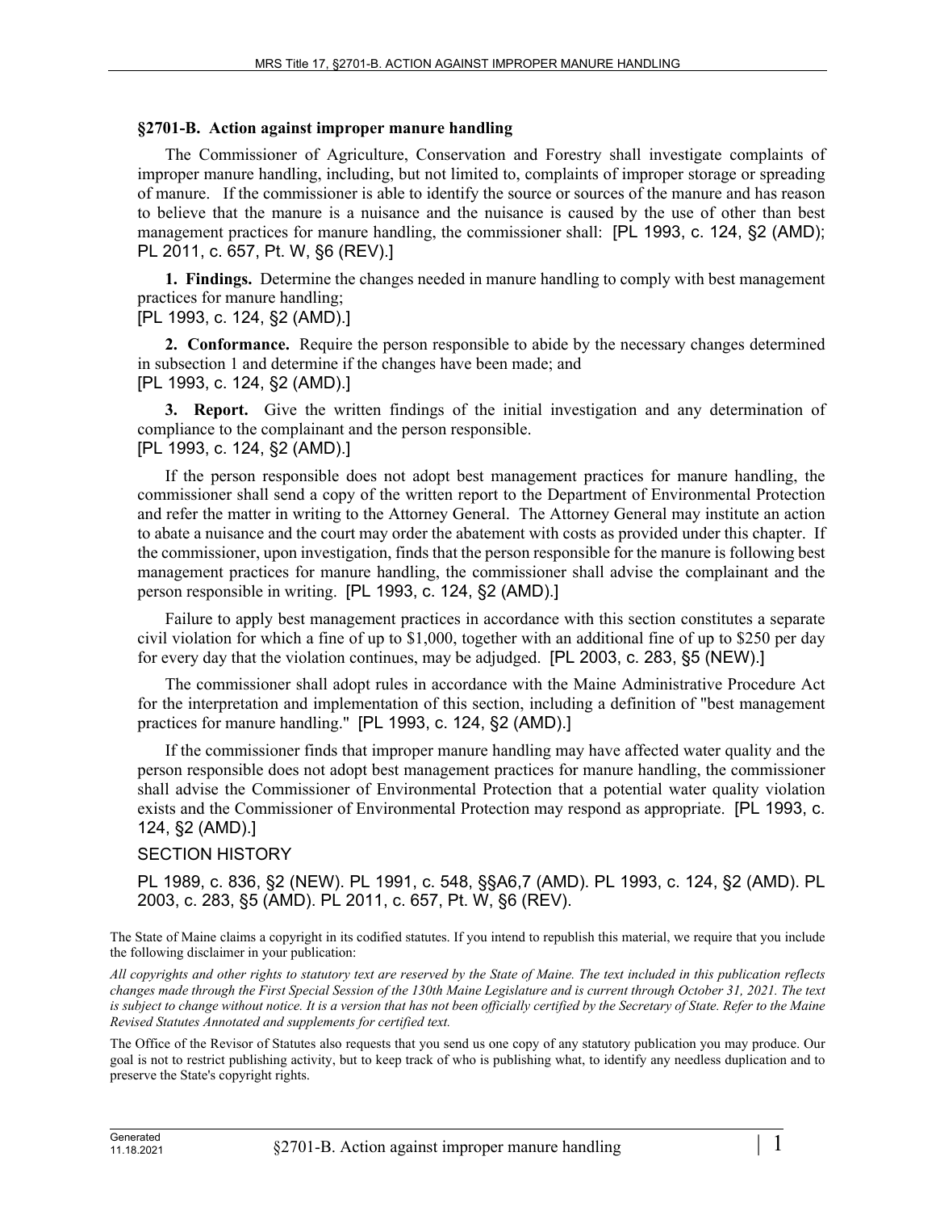## §2701-B. Action against improper manure handling

The Commissioner of Agriculture, Conservation and Forestry shall investigate complaints of improper manure handling, including, but not limited to, complaints of improper storage or spreading of manure. If the commissioner is able to identify the source or sources of the manure and has reason to believe that the manure is a nuisance and the nuisance is caused by the use of other than best management practices for manure handling, the commissioner shall: [PL 1993, c. 124, §2 (AMD); PL 2011, c. 657, Pt. W, §6 (REV).]

**1. Findings.** Determine the changes needed in manure handling to comply with best management practices for manure handling;

[PL 1993, c. 124, §2 (AMD).]

**2. Conformance.** Require the person responsible to abide by the necessary changes determined in subsection 1 and determine if the changes have been made; and

[PL 1993, c. 124, §2 (AMD).]

**3. Report.** Give the written findings of the initial investigation and any determination of compliance to the complainant and the person responsible.

[PL 1993, c. 124, §2 (AMD).]

If the person responsible does not adopt best management practices for manure handling, the commissioner shall send a copy of the written report to the Department of Environmental Protection and refer the matter in writing to the Attorney General. The Attorney General may institute an action to abate a nuisance and the court may order the abatement with costs as provided under this chapter. If the commissioner, upon investigation, finds that the person responsible for the manure is following best management practices for manure handling, the commissioner shall advise the complainant and the person responsible in writing. [PL 1993, c. 124, §2 (AMD).]

Failure to apply best management practices in accordance with this section constitutes a separate civil violation for which a fine of up to $1,000, together with an additional fine of up to $250 per day for every day that the violation continues, may be adjudged. [PL 2003, c. 283, §5 (NEW).]

The commissioner shall adopt rules in accordance with the Maine Administrative Procedure Act for the interpretation and implementation of this section, including a definition of "best management practices for manure handling." [PL 1993, c. 124, §2 (AMD).]

If the commissioner finds that improper manure handling may have affected water quality and the person responsible does not adopt best management practices for manure handling, the commissioner shall advise the Commissioner of Environmental Protection that a potential water quality violation exists and the Commissioner of Environmental Protection may respond as appropriate. [PL 1993, c. 124, §2 (AMD).]

SECTION HISTORY

PL 1989, c. 836, §2 (NEW). PL 1991, c. 548, §§A6,7 (AMD). PL 1993, c. 124, §2 (AMD). PL 2003, c. 283, §5 (AMD). PL 2011, c. 657, Pt. W, §6 (REV).

The State of Maine claims a copyright in its codified statutes. If you intend to republish this material, we require that you include the following disclaimer in your publication:

*All copyrights and other rights to statutory text are reserved by the State of Maine. The text included in this publication reflects changes made through the First Special Session of the 130th Maine Legislature and is current through October 31, 2021. The text is subject to change without notice. It is a version that has not been officially certified by the Secretary of State. Refer to the Maine Revised Statutes Annotated and supplements for certified text.*

The Office of the Revisor of Statutes also requests that you send us one copy of any statutory publication you may produce. Our goal is not to restrict publishing activity, but to keep track of who is publishing what, to identify any needless duplication and to preserve the State's copyright rights.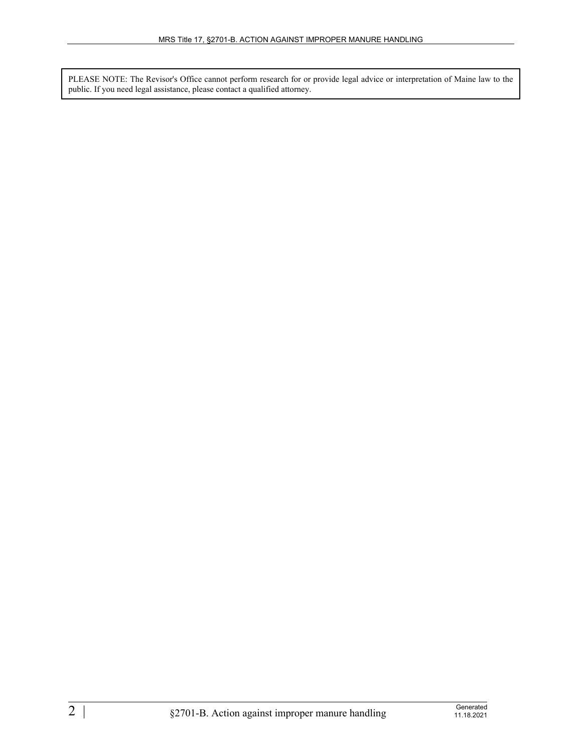PLEASE NOTE: The Revisor's Office cannot perform research for or provide legal advice or interpretation of Maine law to the public. If you need legal assistance, please contact a qualified attorney.